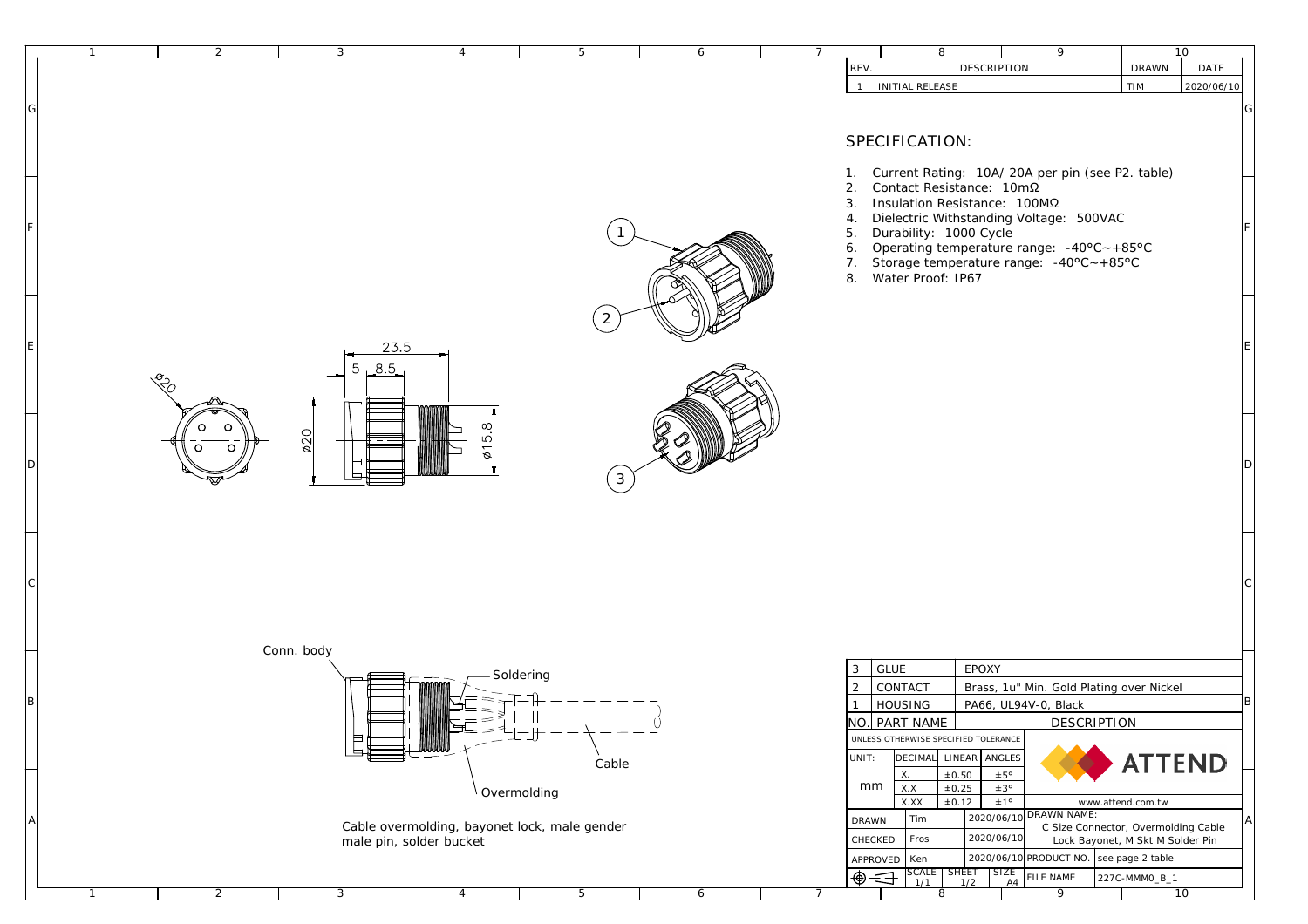| REV. | DESCRIPTION | DRAWN | DATE |
|---|---|---|---|
| 1 | INITIAL RELEASE | TIM | 2020/06/10 |

## SPECIFICATION:

1. Current Rating: 10A/ 20A per pin (see P2. table)
2. Contact Resistance: 10mΩ
3. Insulation Resistance: 100MΩ
4. Dielectric Withstanding Voltage: 500VAC
5. Durability: 1000 Cycle
6. Operating temperature range: -40°C~+85°C
7. Storage temperature range: -40°C~+85°C
8. Water Proof: IP67

Ø20

23.5
5
8.5
Ø20
Ø15.8

1
2
3

Conn. body
Soldering
Cable
Overmolding

Cable overmolding, bayonet lock, male gender
male pin, solder bucket

| NO. | PART NAME | DESCRIPTION |
|---|---|---|
| 3 | GLUE | EPOXY |
| 2 | CONTACT | Brass, 1u" Min. Gold Plating over Nickel |
| 1 | HOUSING | PA66, UL94V-0, Black |

UNLESS OTHERWISE SPECIFIED TOLERANCE

| UNIT: | DECIMAL | LINEAR | ANGLES |
|---|---|---|---|
| mm | X. | ±0.50 | ±5° |
| | X.X | ±0.25 | ±3° |
| | X.XX | ±0.12 | ±1° |

ATTEND
www.attend.com.tw

| | | | |
|---|---|---|---|
| DRAWN | Tim | 2020/06/10 | DRAWN NAME: C Size Connector, Overmolding Cable Lock Bayonet, M Skt M Solder Pin |
| CHECKED | Fros | 2020/06/10 | |
| APPROVED | Ken | 2020/06/10 | PRODUCT NO. see page 2 table |
| SCALE 1/1 | SHEET 1/2 | SIZE A4 | FILE NAME 227C-MMM0_B_1 |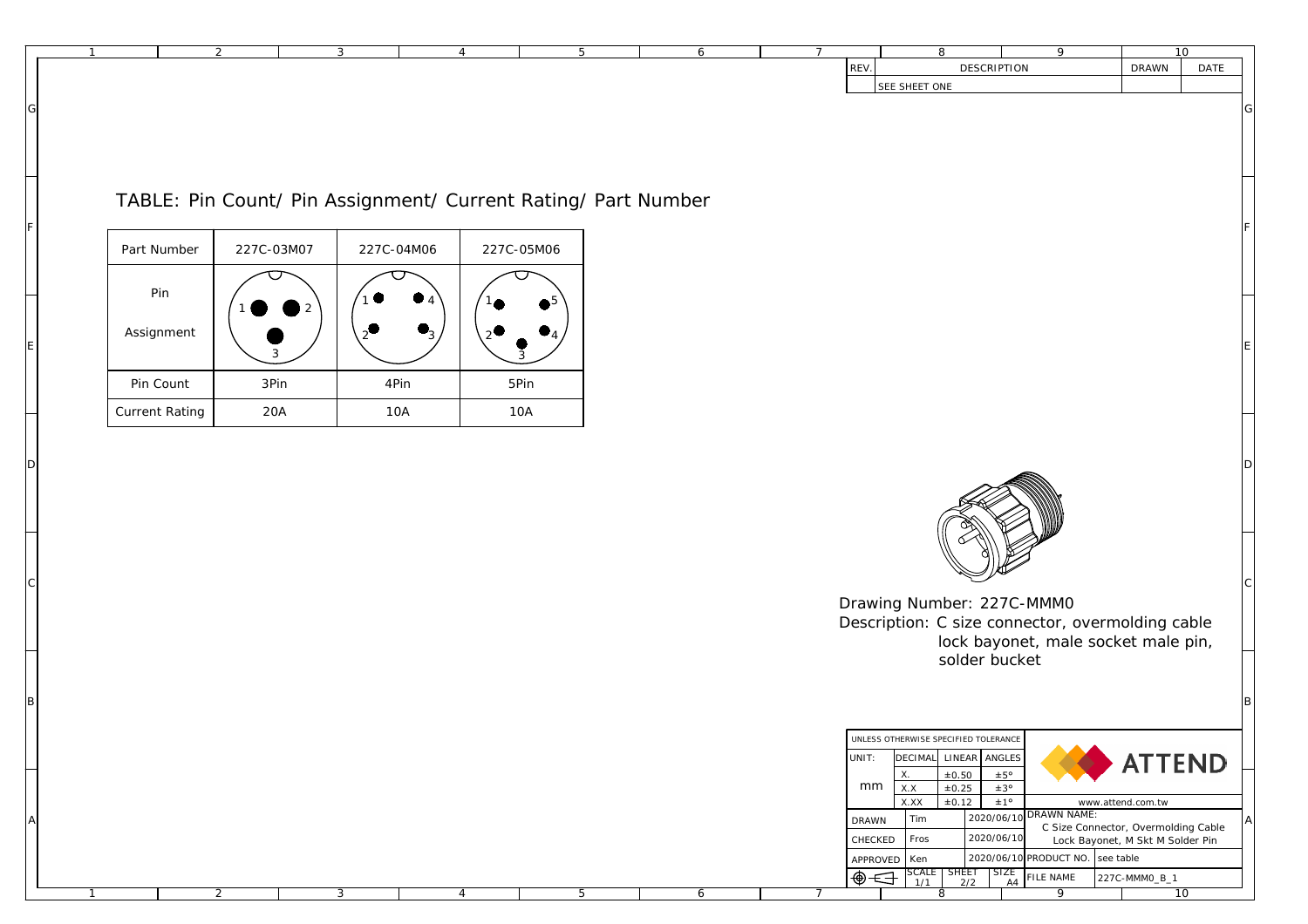| REV. | DESCRIPTION | DRAWN | DATE |
|---|---|---|---|
| | SEE SHEET ONE | | |

## TABLE: Pin Count/ Pin Assignment/ Current Rating/ Part Number

| Part Number | 227C-03M07 | 227C-04M06 | 227C-05M06 |
|---|---|---|---|
| Pin Assignment | 1 2 3 | 1 2 3 4 | 1 2 3 4 5 |
| Pin Count | 3Pin | 4Pin | 5Pin |
| Current Rating | 20A | 10A | 10A |

Drawing Number: 227C-MMM0

Description: C size connector, overmolding cable lock bayonet, male socket male pin, solder bucket

| UNLESS OTHERWISE SPECIFIED TOLERANCE | | | |
|---|---|---|---|
| UNIT: | DECIMAL | LINEAR | ANGLES |
| mm | X. | ±0.50 | ±5° |
| | X.X | ±0.25 | ±3° |
| | X.XX | ±0.12 | ±1° |

ATTEND

www.attend.com.tw

| | | | |
|---|---|---|---|
| DRAWN | Tim | 2020/06/10 | DRAWN NAME: C Size Connector, Overmolding Cable Lock Bayonet, M Skt M Solder Pin |
| CHECKED | Fros | 2020/06/10 | |
| APPROVED | Ken | 2020/06/10 | PRODUCT NO. see table |
| SCALE 1/1 | SHEET 2/2 | SIZE A4 | FILE NAME 227C-MMM0_B_1 |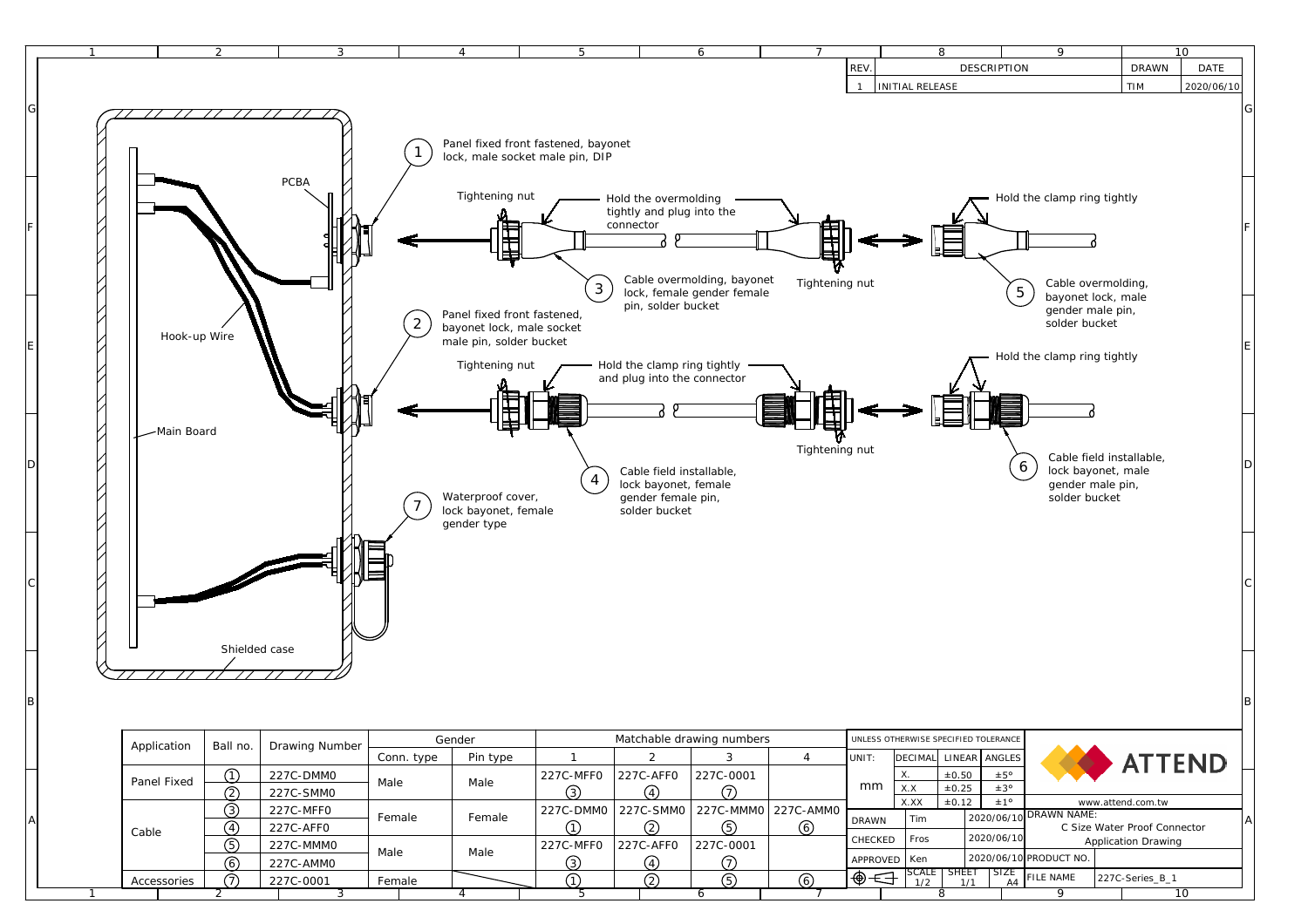| REV. | DESCRIPTION | DRAWN | DATE |
|---|---|---|---|
| 1 | INITIAL RELEASE | TIM | 2020/06/10 |

PCBA

Hook-up Wire

Main Board

Shielded case

① Panel fixed front fastened, bayonet lock, male socket male pin, DIP

② Panel fixed front fastened, bayonet lock, male socket male pin, solder bucket

③ Cable overmolding, bayonet lock, female gender female pin, solder bucket

④ Cable field installable, lock bayonet, female gender female pin, solder bucket

⑤ Cable overmolding, bayonet lock, male gender male pin, solder bucket

⑥ Cable field installable, lock bayonet, male gender male pin, solder bucket

⑦ Waterproof cover, lock bayonet, female gender type

Tightening nut

Hold the overmolding tightly and plug into the connector

Hold the clamp ring tightly

Hold the clamp ring tightly and plug into the connector

| Application | Ball no. | Drawing Number | Gender | | Matchable drawing numbers | | | |
|---|---|---|---|---|---|---|---|---|
| | | | Conn. type | Pin type | 1 | 2 | 3 | 4 |
| Panel Fixed | ① | 227C-DMM0 | Male | Male | 227C-MFF0 ③ | 227C-AFF0 ④ | 227C-0001 ⑦ | |
| | ② | 227C-SMM0 | | | | | | |
| Cable | ③ | 227C-MFF0 | Female | Female | 227C-DMM0 ① | 227C-SMM0 ② | 227C-MMM0 ⑤ | 227C-AMM0 ⑥ |
| | ④ | 227C-AFF0 | | | | | | |
| | ⑤ | 227C-MMM0 | Male | Male | 227C-MFF0 ③ | 227C-AFF0 ④ | 227C-0001 ⑦ | |
| | ⑥ | 227C-AMM0 | | | | | | |
| Accessories | ⑦ | 227C-0001 | Female | | ① | ② | ⑤ | ⑥ |

UNLESS OTHERWISE SPECIFIED TOLERANCE

| UNIT: | DECIMAL | LINEAR | ANGLES |
|---|---|---|---|
| mm | X. | ±0.50 | ±5° |
| | X.X | ±0.25 | ±3° |
| | X.XX | ±0.12 | ±1° |

ATTEND

www.attend.com.tw

| | | |
|---|---|---|
| DRAWN | Tim | 2020/06/10 |
| CHECKED | Fros | 2020/06/10 |
| APPROVED | Ken | 2020/06/10 |

SCALE 1/2 | SHEET 1/1 | SIZE A4

DRAWN NAME: C Size Water Proof Connector Application Drawing

PRODUCT NO.

FILE NAME: 227C-Series_B_1